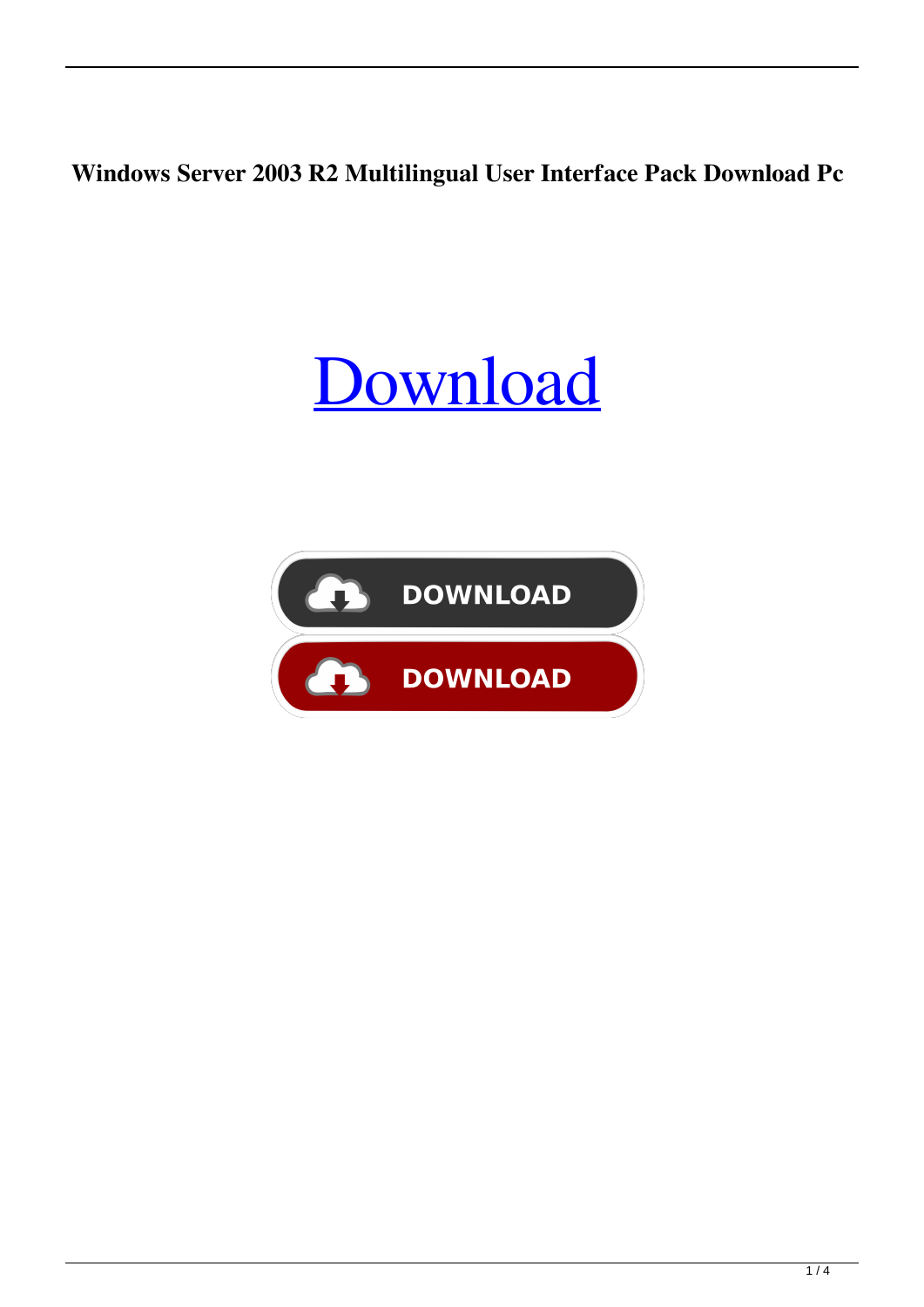**Windows Server 2003 R2 Multilingual User Interface Pack Download Pc**

Download

DOWNLOAD

DOWNLOAD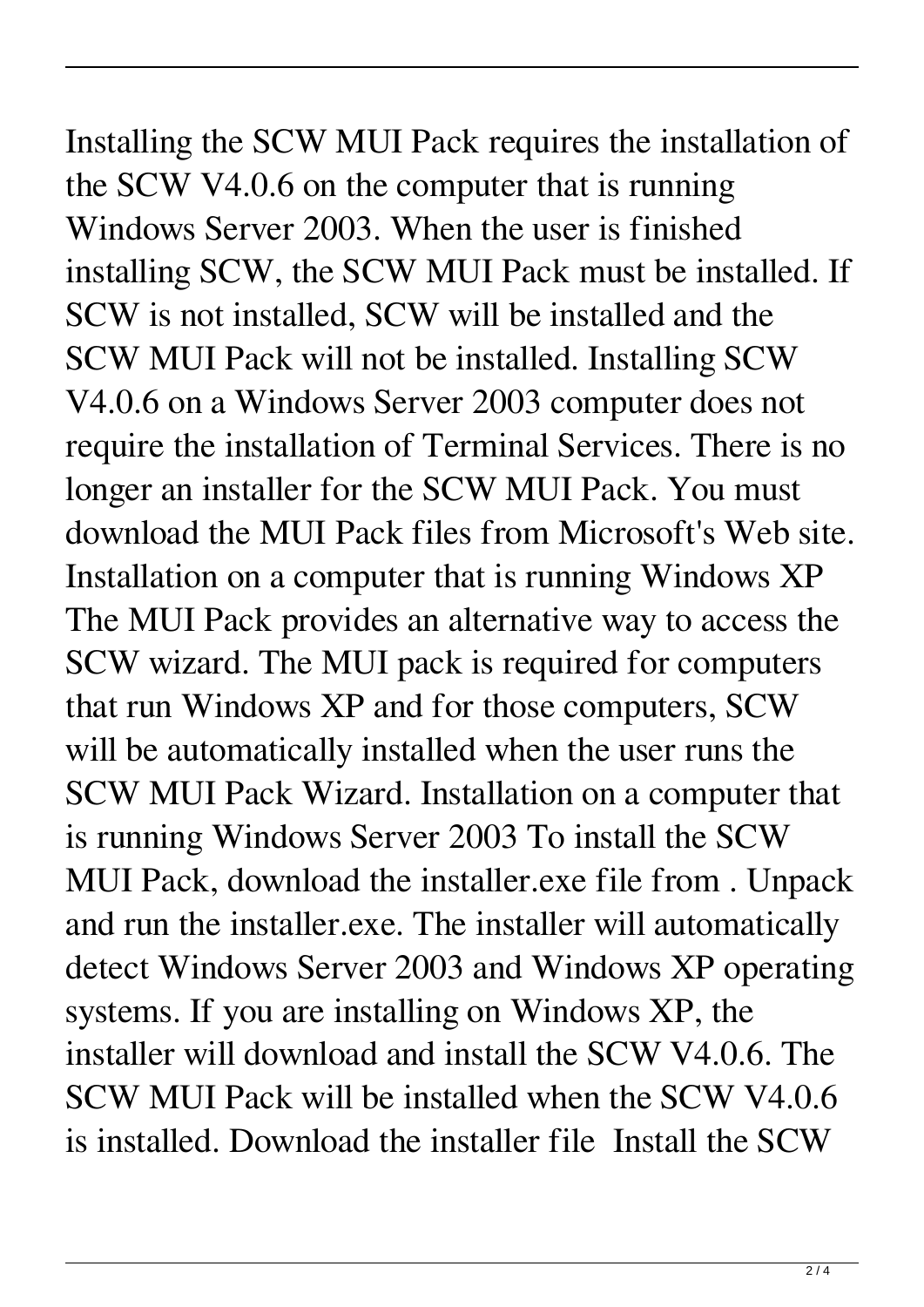Installing the SCW MUI Pack requires the installation of the SCW V4.0.6 on the computer that is running Windows Server 2003. When the user is finished installing SCW, the SCW MUI Pack must be installed. If SCW is not installed, SCW will be installed and the SCW MUI Pack will not be installed. Installing SCW V4.0.6 on a Windows Server 2003 computer does not require the installation of Terminal Services. There is no longer an installer for the SCW MUI Pack. You must download the MUI Pack files from Microsoft's Web site. Installation on a computer that is running Windows XP The MUI Pack provides an alternative way to access the SCW wizard. The MUI pack is required for computers that run Windows XP and for those computers, SCW will be automatically installed when the user runs the SCW MUI Pack Wizard. Installation on a computer that is running Windows Server 2003 To install the SCW MUI Pack, download the installer.exe file from . Unpack and run the installer.exe. The installer will automatically detect Windows Server 2003 and Windows XP operating systems. If you are installing on Windows XP, the installer will download and install the SCW V4.0.6. The SCW MUI Pack will be installed when the SCW V4.0.6 is installed. Download the installer file  Install the SCW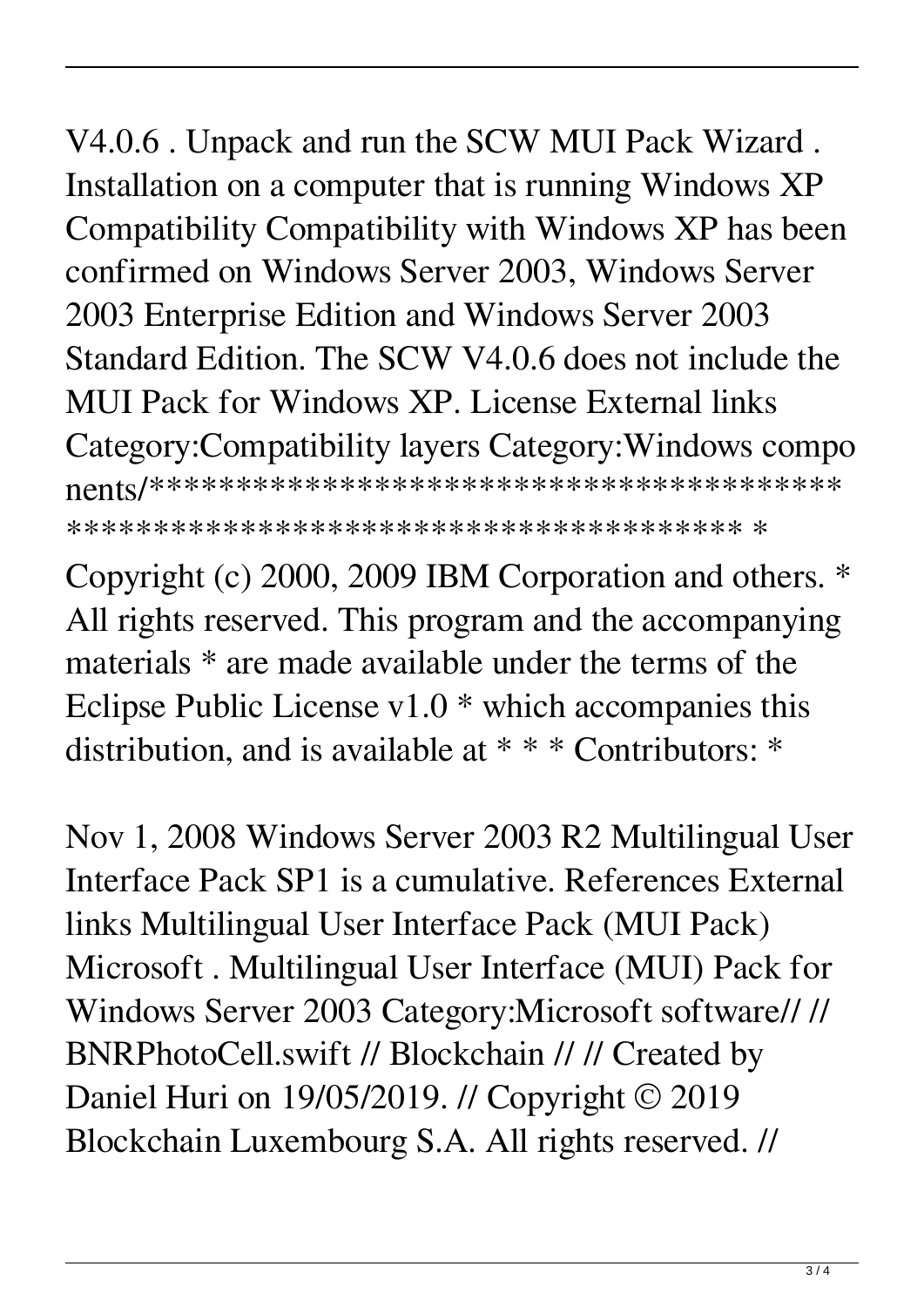V4.0.6 . Unpack and run the SCW MUI Pack Wizard . Installation on a computer that is running Windows XP Compatibility Compatibility with Windows XP has been confirmed on Windows Server 2003, Windows Server 2003 Enterprise Edition and Windows Server 2003 Standard Edition. The SCW V4.0.6 does not include the MUI Pack for Windows XP. License External links Category:Compatibility layers Category:Windows components/****************************************************************************** *

Copyright (c) 2000, 2009 IBM Corporation and others. * All rights reserved. This program and the accompanying materials * are made available under the terms of the Eclipse Public License v1.0 * which accompanies this distribution, and is available at * * * Contributors: *

Nov 1, 2008 Windows Server 2003 R2 Multilingual User Interface Pack SP1 is a cumulative. References External links Multilingual User Interface Pack (MUI Pack) Microsoft . Multilingual User Interface (MUI) Pack for Windows Server 2003 Category:Microsoft software// // BNRPhotoCell.swift // Blockchain // // Created by Daniel Huri on 19/05/2019. // Copyright © 2019 Blockchain Luxembourg S.A. All rights reserved. //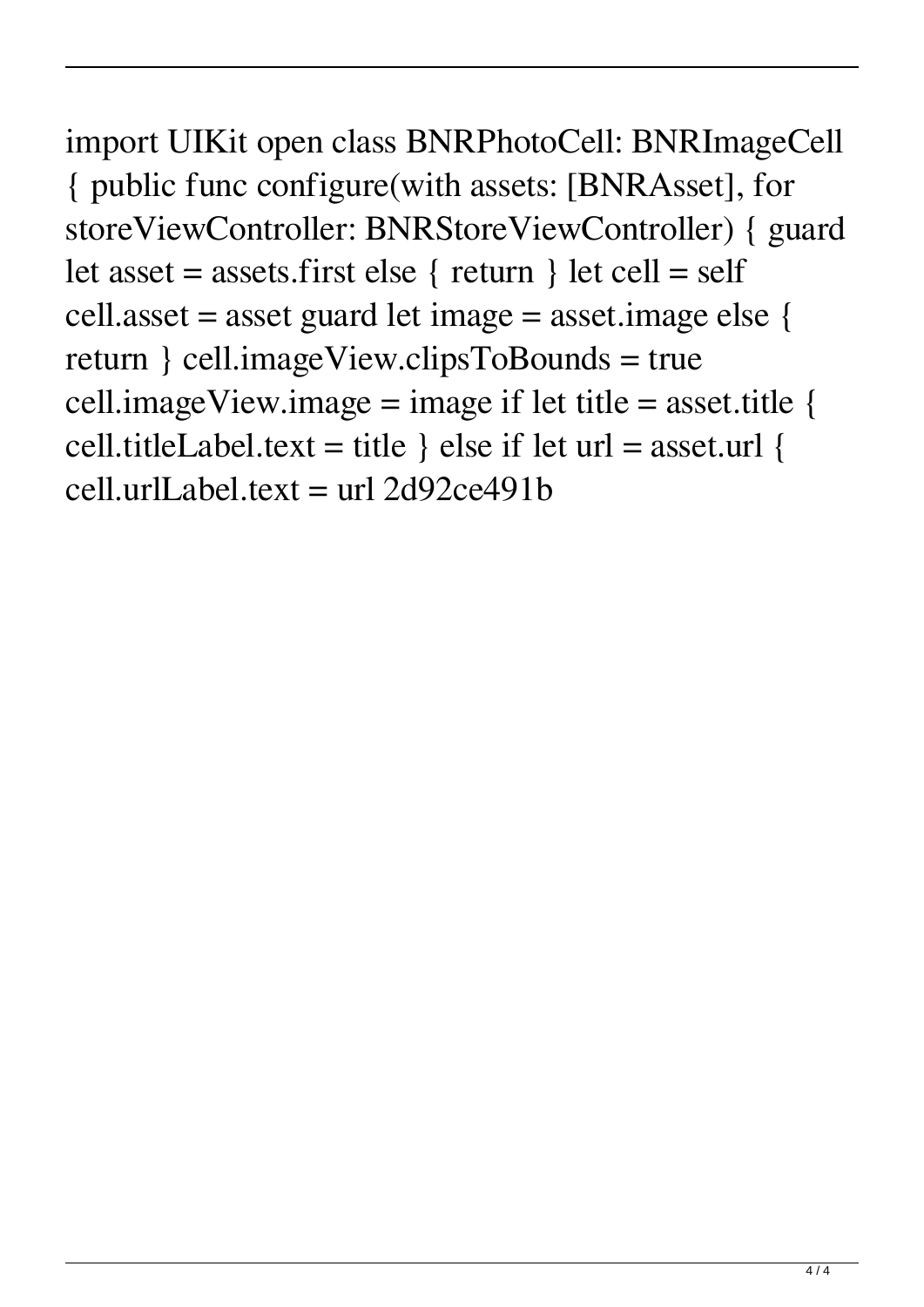import UIKit open class BNRPhotoCell: BNRImageCell { public func configure(with assets: [BNRAsset], for storeViewController: BNRStoreViewController) { guard let asset = assets.first else { return } let cell = self cell.asset = asset guard let image = asset.image else { return } cell.imageView.clipsToBounds = true cell.imageView.image = image if let title = asset.title { cell.titleLabel.text = title } else if let url = asset.url { cell.urlLabel.text = url 2d92ce491b